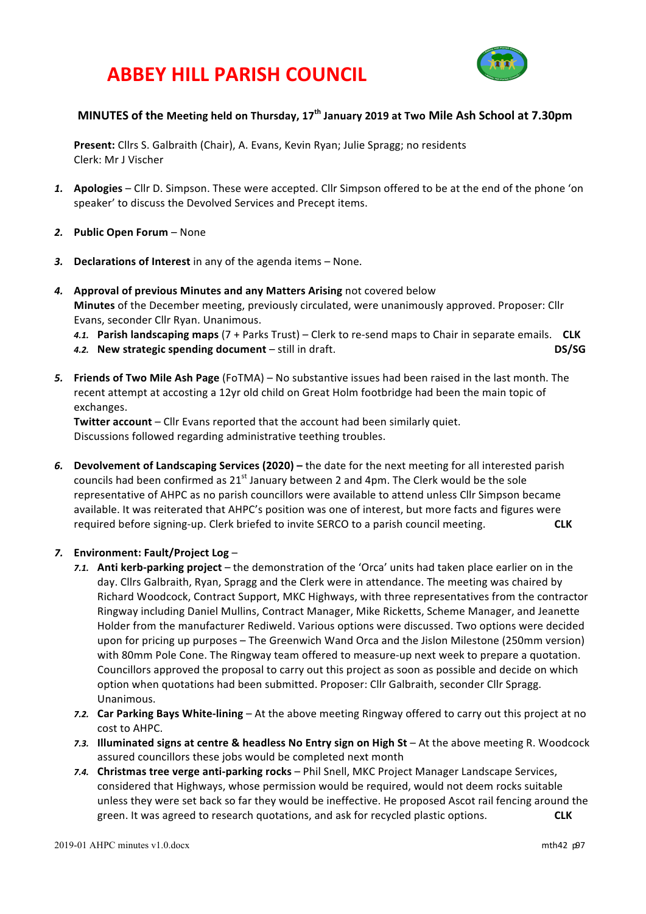# ABBEY HILL PARISH COUNCIL

## MINUTES of the Meeting held on Thursday, 17th January 2019 at Two Mile Ash School at 7.30pm

**Present:** Cllrs S. Galbraith (Chair), A. Evans, Kevin Ryan; Julie Spragg; no residents
Clerk: Mr J Vischer

1. **Apologies** – Cllr D. Simpson. These were accepted. Cllr Simpson offered to be at the end of the phone 'on speaker' to discuss the Devolved Services and Precept items.

2. **Public Open Forum** – None

3. **Declarations of Interest** in any of the agenda items – None.

4. **Approval of previous Minutes and any Matters Arising** not covered below
   **Minutes** of the December meeting, previously circulated, were unanimously approved. Proposer: Cllr Evans, seconder Cllr Ryan. Unanimous.
   4.1. **Parish landscaping maps** (7 + Parks Trust) – Clerk to re-send maps to Chair in separate emails. **CLK**
   4.2. **New strategic spending document** – still in draft. **DS/SG**

5. **Friends of Two Mile Ash Page** (FoTMA) – No substantive issues had been raised in the last month. The recent attempt at accosting a 12yr old child on Great Holm footbridge had been the main topic of exchanges.
   **Twitter account** – Cllr Evans reported that the account had been similarly quiet.
   Discussions followed regarding administrative teething troubles.

6. **Devolvement of Landscaping Services (2020) –** the date for the next meeting for all interested parish councils had been confirmed as 21st January between 2 and 4pm. The Clerk would be the sole representative of AHPC as no parish councillors were available to attend unless Cllr Simpson became available. It was reiterated that AHPC's position was one of interest, but more facts and figures were required before signing-up. Clerk briefed to invite SERCO to a parish council meeting. **CLK**

7. **Environment: Fault/Project Log** –
   7.1. **Anti kerb-parking project** – the demonstration of the 'Orca' units had taken place earlier on in the day. Cllrs Galbraith, Ryan, Spragg and the Clerk were in attendance. The meeting was chaired by Richard Woodcock, Contract Support, MKC Highways, with three representatives from the contractor Ringway including Daniel Mullins, Contract Manager, Mike Ricketts, Scheme Manager, and Jeanette Holder from the manufacturer Rediweld. Various options were discussed. Two options were decided upon for pricing up purposes – The Greenwich Wand Orca and the Jislon Milestone (250mm version) with 80mm Pole Cone. The Ringway team offered to measure-up next week to prepare a quotation. Councillors approved the proposal to carry out this project as soon as possible and decide on which option when quotations had been submitted. Proposer: Cllr Galbraith, seconder Cllr Spragg. Unanimous.
   7.2. **Car Parking Bays White-lining** – At the above meeting Ringway offered to carry out this project at no cost to AHPC.
   7.3. **Illuminated signs at centre & headless No Entry sign on High St** – At the above meeting R. Woodcock assured councillors these jobs would be completed next month
   7.4. **Christmas tree verge anti-parking rocks** – Phil Snell, MKC Project Manager Landscape Services, considered that Highways, whose permission would be required, would not deem rocks suitable unless they were set back so far they would be ineffective. He proposed Ascot rail fencing around the green. It was agreed to research quotations, and ask for recycled plastic options. **CLK**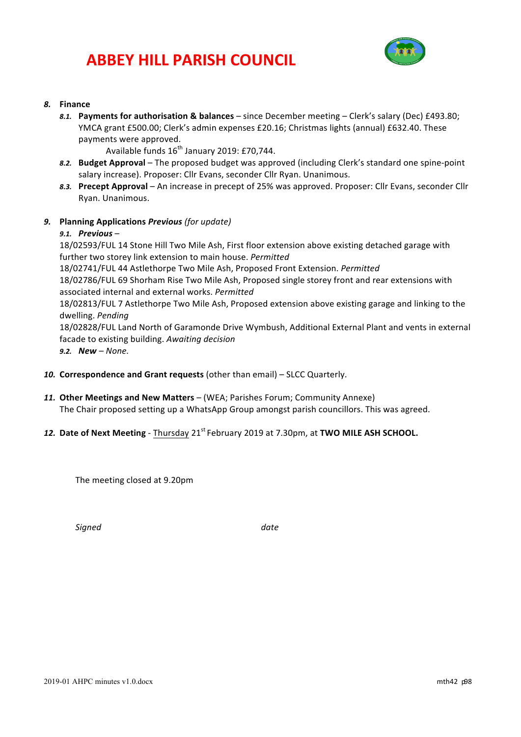# ABBEY HILL PARISH COUNCIL

8. **Finance**
   - 8.1. **Payments for authorisation & balances** – since December meeting – Clerk's salary (Dec) £493.80; YMCA grant £500.00; Clerk's admin expenses £20.16; Christmas lights (annual) £632.40. These payments were approved.
     Available funds 16th January 2019: £70,744.
   - 8.2. **Budget Approval** – The proposed budget was approved (including Clerk's standard one spine-point salary increase). Proposer: Cllr Evans, seconder Cllr Ryan. Unanimous.
   - 8.3. **Precept Approval** – An increase in precept of 25% was approved. Proposer: Cllr Evans, seconder Cllr Ryan. Unanimous.

9. **Planning Applications *Previous*** *(for update)*
   - 9.1. ***Previous*** –
     18/02593/FUL 14 Stone Hill Two Mile Ash, First floor extension above existing detached garage with further two storey link extension to main house. *Permitted*
     18/02741/FUL 44 Astlethorpe Two Mile Ash, Proposed Front Extension. *Permitted*
     18/02786/FUL 69 Shorham Rise Two Mile Ash, Proposed single storey front and rear extensions with associated internal and external works. *Permitted*
     18/02813/FUL 7 Astlethorpe Two Mile Ash, Proposed extension above existing garage and linking to the dwelling. *Pending*
     18/02828/FUL Land North of Garamonde Drive Wymbush, Additional External Plant and vents in external facade to existing building. *Awaiting decision*
   - 9.2. ***New*** – *None.*

10. **Correspondence and Grant requests** (other than email) – SLCC Quarterly.

11. **Other Meetings and New Matters** – (WEA; Parishes Forum; Community Annexe)
    The Chair proposed setting up a WhatsApp Group amongst parish councillors. This was agreed.

12. **Date of Next Meeting** - Thursday 21st February 2019 at 7.30pm, at **TWO MILE ASH SCHOOL.**

The meeting closed at 9.20pm

*Signed* *date*